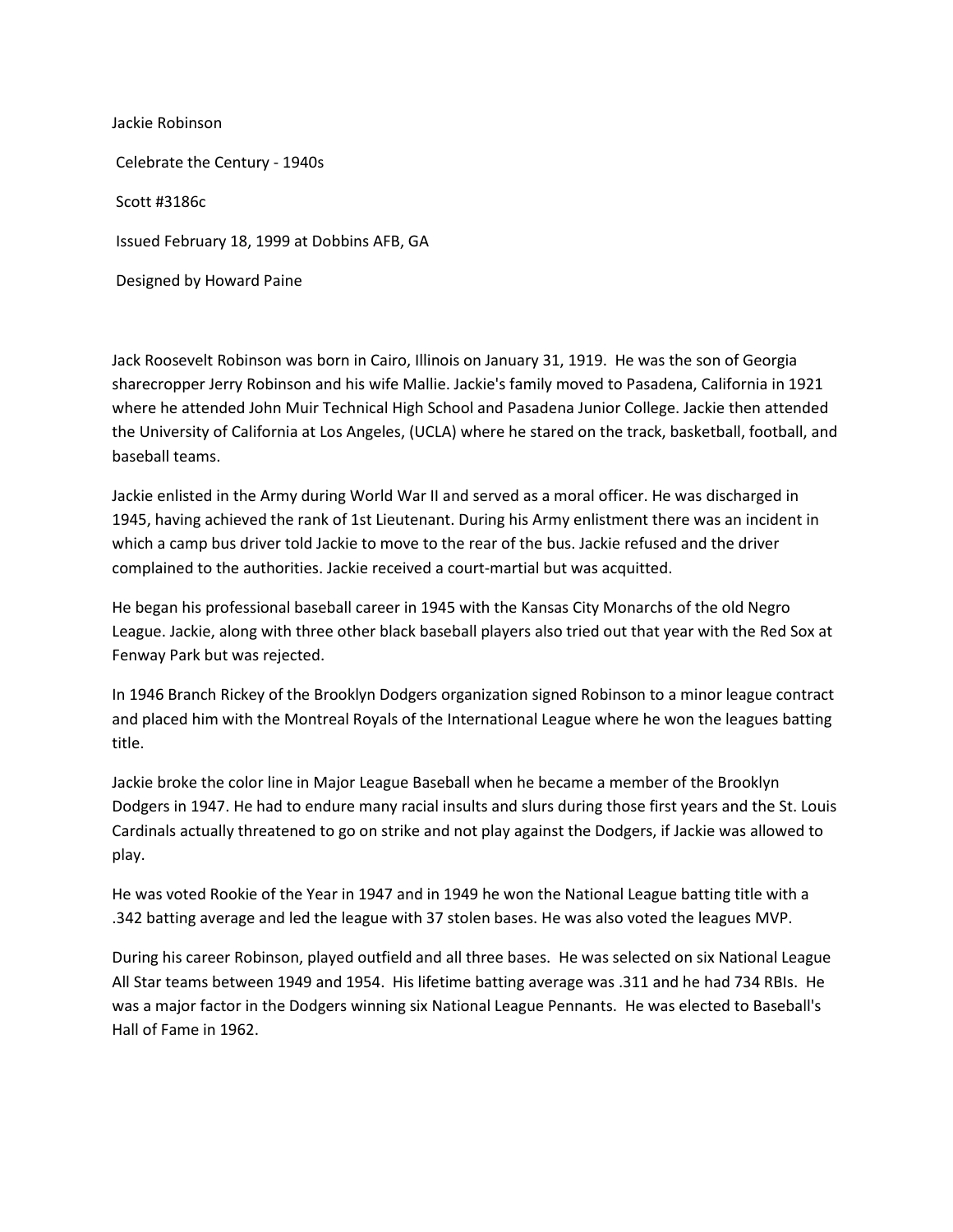Jackie Robinson

Celebrate the Century - 1940s

Scott #3186c

Issued February 18, 1999 at Dobbins AFB, GA

Designed by Howard Paine

Jack Roosevelt Robinson was born in Cairo, Illinois on January 31, 1919. He was the son of Georgia sharecropper Jerry Robinson and his wife Mallie. Jackie's family moved to Pasadena, California in 1921 where he attended John Muir Technical High School and Pasadena Junior College. Jackie then attended the University of California at Los Angeles, (UCLA) where he stared on the track, basketball, football, and baseball teams.

Jackie enlisted in the Army during World War II and served as a moral officer. He was discharged in 1945, having achieved the rank of 1st Lieutenant. During his Army enlistment there was an incident in which a camp bus driver told Jackie to move to the rear of the bus. Jackie refused and the driver complained to the authorities. Jackie received a court-martial but was acquitted.

He began his professional baseball career in 1945 with the Kansas City Monarchs of the old Negro League. Jackie, along with three other black baseball players also tried out that year with the Red Sox at Fenway Park but was rejected.

In 1946 Branch Rickey of the Brooklyn Dodgers organization signed Robinson to a minor league contract and placed him with the Montreal Royals of the International League where he won the leagues batting title.

Jackie broke the color line in Major League Baseball when he became a member of the Brooklyn Dodgers in 1947. He had to endure many racial insults and slurs during those first years and the St. Louis Cardinals actually threatened to go on strike and not play against the Dodgers, if Jackie was allowed to play.

He was voted Rookie of the Year in 1947 and in 1949 he won the National League batting title with a .342 batting average and led the league with 37 stolen bases. He was also voted the leagues MVP.

During his career Robinson, played outfield and all three bases. He was selected on six National League All Star teams between 1949 and 1954. His lifetime batting average was .311 and he had 734 RBIs. He was a major factor in the Dodgers winning six National League Pennants. He was elected to Baseball's Hall of Fame in 1962.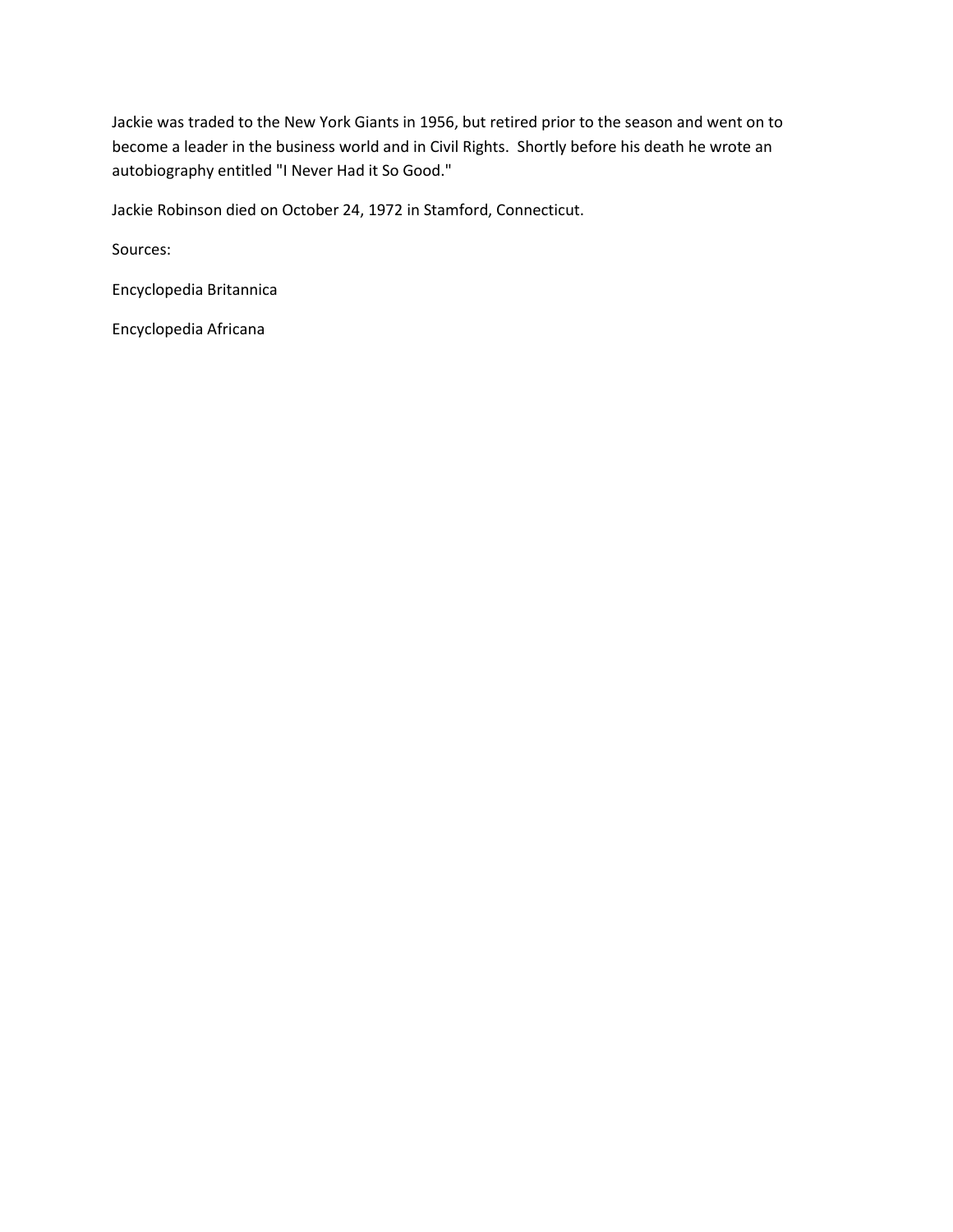Jackie was traded to the New York Giants in 1956, but retired prior to the season and went on to become a leader in the business world and in Civil Rights.  Shortly before his death he wrote an autobiography entitled "I Never Had it So Good."

Jackie Robinson died on October 24, 1972 in Stamford, Connecticut.

Sources:

Encyclopedia Britannica

Encyclopedia Africana